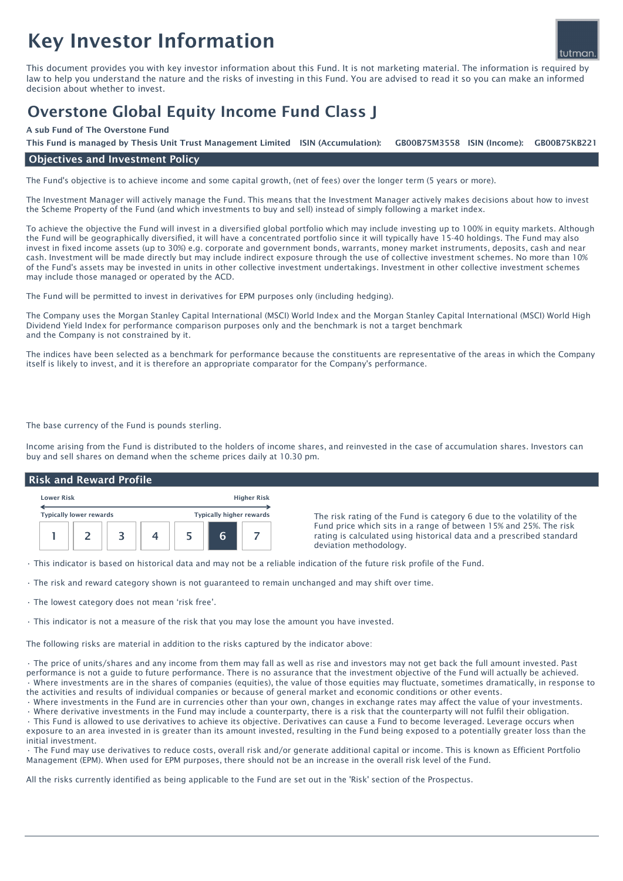# Key Investor Information

This document provides you with key investor information about this Fund. It is not marketing material. The information is required by law to help you understand the nature and the risks of investing in this Fund. You are advised to read it so you can make an informed decision about whether to invest.

# Overstone Global Equity Income Fund Class J

**A sub Fund of The Overstone Fund**

**This Fund is managed by Thesis Unit Trust Management Limited ISIN (Accumulation): GB00B75M3558 ISIN (Income): GB00B75KB221**

## Objectives and Investment Policy

The Fund's objective is to achieve income and some capital growth, (net of fees) over the longer term (5 years or more).

The Investment Manager will actively manage the Fund. This means that the Investment Manager actively makes decisions about how to invest the Scheme Property of the Fund (and which investments to buy and sell) instead of simply following a market index.

To achieve the objective the Fund will invest in a diversified global portfolio which may include investing up to 100% in equity markets. Although the Fund will be geographically diversified, it will have a concentrated portfolio since it will typically have 15-40 holdings. The Fund may also invest in fixed income assets (up to 30%) e.g. corporate and government bonds, warrants, money market instruments, deposits, cash and near cash. Investment will be made directly but may include indirect exposure through the use of collective investment schemes. No more than 10% of the Fund's assets may be invested in units in other collective investment undertakings. Investment in other collective investment schemes may include those managed or operated by the ACD.

The Fund will be permitted to invest in derivatives for EPM purposes only (including hedging).

The Company uses the Morgan Stanley Capital International (MSCI) World Index and the Morgan Stanley Capital International (MSCI) World High Dividend Yield Index for performance comparison purposes only and the benchmark is not a target benchmark and the Company is not constrained by it.

The indices have been selected as a benchmark for performance because the constituents are representative of the areas in which the Company itself is likely to invest, and it is therefore an appropriate comparator for the Company's performance.

The base currency of the Fund is pounds sterling.

Income arising from the Fund is distributed to the holders of income shares, and reinvested in the case of accumulation shares. Investors can buy and sell shares on demand when the scheme prices daily at 10.30 pm.

## Risk and Reward Profile

| Lower Risk | | | | | | Higher Risk |
|---|---|---|---|---|---|---|
| Typically lower rewards | | | | | | Typically higher rewards |
| 1 | 2 | 3 | 4 | 5 | **6** | 7 |

The risk rating of the Fund is category 6 due to the volatility of the Fund price which sits in a range of between 15% and 25%. The risk rating is calculated using historical data and a prescribed standard deviation methodology.

- This indicator is based on historical data and may not be a reliable indication of the future risk profile of the Fund.
- The risk and reward category shown is not guaranteed to remain unchanged and may shift over time.
- The lowest category does not mean 'risk free'.
- This indicator is not a measure of the risk that you may lose the amount you have invested.

The following risks are material in addition to the risks captured by the indicator above:

- The price of units/shares and any income from them may fall as well as rise and investors may not get back the full amount invested. Past performance is not a guide to future performance. There is no assurance that the investment objective of the Fund will actually be achieved.
- Where investments are in the shares of companies (equities), the value of those equities may fluctuate, sometimes dramatically, in response to the activities and results of individual companies or because of general market and economic conditions or other events.
- Where investments in the Fund are in currencies other than your own, changes in exchange rates may affect the value of your investments.
- Where derivative investments in the Fund may include a counterparty, there is a risk that the counterparty will not fulfil their obligation.
- This Fund is allowed to use derivatives to achieve its objective. Derivatives can cause a Fund to become leveraged. Leverage occurs when exposure to an area invested in is greater than its amount invested, resulting in the Fund being exposed to a potentially greater loss than the initial investment.
- The Fund may use derivatives to reduce costs, overall risk and/or generate additional capital or income. This is known as Efficient Portfolio Management (EPM). When used for EPM purposes, there should not be an increase in the overall risk level of the Fund.

All the risks currently identified as being applicable to the Fund are set out in the 'Risk' section of the Prospectus.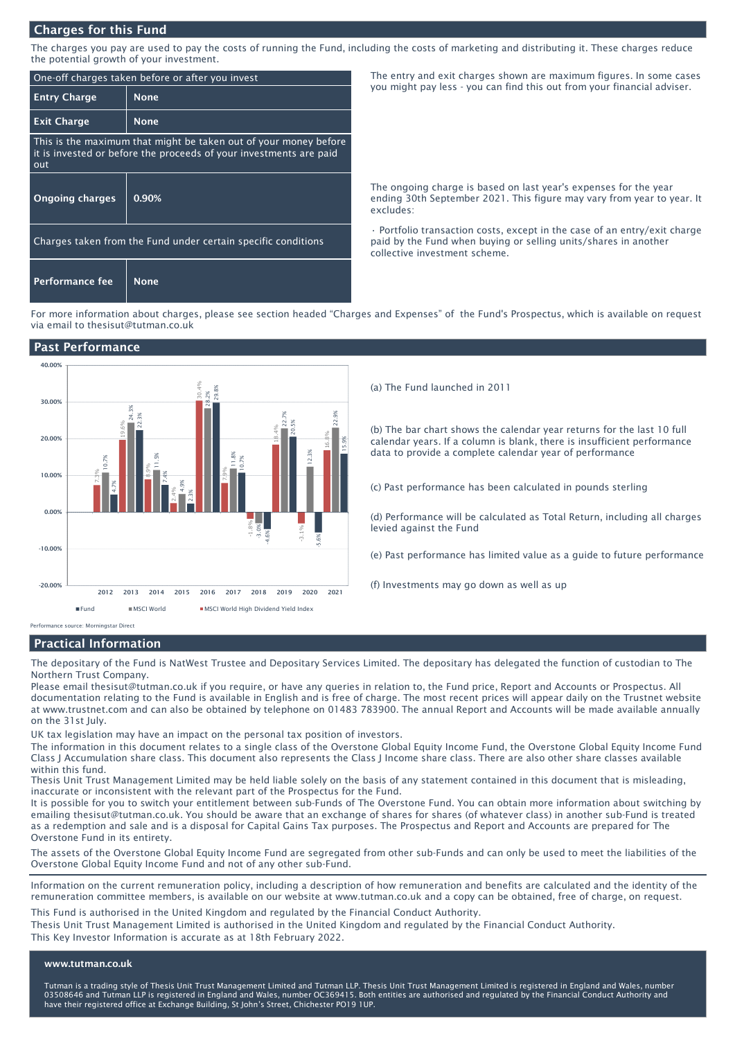## Charges for this Fund

The charges you pay are used to pay the costs of running the Fund, including the costs of marketing and distributing it. These charges reduce the potential growth of your investment.

| One-off charges taken before or after you invest | |
|---|---|
| **Entry Charge** | **None** |
| **Exit Charge** | **None** |
| This is the maximum that might be taken out of your money before it is invested or before the proceeds of your investments are paid out | |
| **Ongoing charges** | **0.90%** |
| Charges taken from the Fund under certain specific conditions | |
| **Performance fee** | **None** |

The entry and exit charges shown are maximum figures. In some cases you might pay less - you can find this out from your financial adviser.

The ongoing charge is based on last year's expenses for the year ending 30th September 2021. This figure may vary from year to year. It excludes:

- Portfolio transaction costs, except in the case of an entry/exit charge paid by the Fund when buying or selling units/shares in another collective investment scheme.

For more information about charges, please see section headed "Charges and Expenses" of the Fund's Prospectus, which is available on request via email to thesisut@tutman.co.uk

## Past Performance

40.00%
30.00%
20.00%
10.00%
0.00%
-10.00%
-20.00%

2012: 7.3%, 10.7%, 4.7%
2013: 19.6%, 24.3%, 22.3%
2014: 8.9%, 11.5%, 7.4%
2015: 2.4%, 4.9%, 2.3%
2016: 30.4%, 28.2%, 29.8%
2017: 7.9%, 11.8%, 10.7%
2018: -1.8%, -3.0%, -4.6%
2019: 18.4%, 22.7%, 20.5%
2020: -3.1%, 12.3%, -5.6%
2021: 16.8%, 22.9%, 15.9%

■ Fund ■ MSCI World ■ MSCI World High Dividend Yield Index

Performance source: Morningstar Direct

(a) The Fund launched in 2011

(b) The bar chart shows the calendar year returns for the last 10 full calendar years. If a column is blank, there is insufficient performance data to provide a complete calendar year of performance

(c) Past performance has been calculated in pounds sterling

(d) Performance will be calculated as Total Return, including all charges levied against the Fund

(e) Past performance has limited value as a guide to future performance

(f) Investments may go down as well as up

## Practical Information

The depositary of the Fund is NatWest Trustee and Depositary Services Limited. The depositary has delegated the function of custodian to The Northern Trust Company.

Please email thesisut@tutman.co.uk if you require, or have any queries in relation to, the Fund price, Report and Accounts or Prospectus. All documentation relating to the Fund is available in English and is free of charge. The most recent prices will appear daily on the Trustnet website at www.trustnet.com and can also be obtained by telephone on 01483 783900. The annual Report and Accounts will be made available annually on the 31st July.

UK tax legislation may have an impact on the personal tax position of investors.

The information in this document relates to a single class of the Overstone Global Equity Income Fund, the Overstone Global Equity Income Fund Class J Accumulation share class. This document also represents the Class J Income share class. There are also other share classes available within this fund.

Thesis Unit Trust Management Limited may be held liable solely on the basis of any statement contained in this document that is misleading, inaccurate or inconsistent with the relevant part of the Prospectus for the Fund.

It is possible for you to switch your entitlement between sub-Funds of The Overstone Fund. You can obtain more information about switching by emailing thesisut@tutman.co.uk. You should be aware that an exchange of shares for shares (of whatever class) in another sub-Fund is treated as a redemption and sale and is a disposal for Capital Gains Tax purposes. The Prospectus and Report and Accounts are prepared for The Overstone Fund in its entirety.

The assets of the Overstone Global Equity Income Fund are segregated from other sub-Funds and can only be used to meet the liabilities of the Overstone Global Equity Income Fund and not of any other sub-Fund.

Information on the current remuneration policy, including a description of how remuneration and benefits are calculated and the identity of the remuneration committee members, is available on our website at www.tutman.co.uk and a copy can be obtained, free of charge, on request.

This Fund is authorised in the United Kingdom and regulated by the Financial Conduct Authority.

Thesis Unit Trust Management Limited is authorised in the United Kingdom and regulated by the Financial Conduct Authority.

This Key Investor Information is accurate as at 18th February 2022.

**www.tutman.co.uk**

Tutman is a trading style of Thesis Unit Trust Management Limited and Tutman LLP. Thesis Unit Trust Management Limited is registered in England and Wales, number 03508646 and Tutman LLP is registered in England and Wales, number OC369415. Both entities are authorised and regulated by the Financial Conduct Authority and have their registered office at Exchange Building, St John's Street, Chichester PO19 1UP.